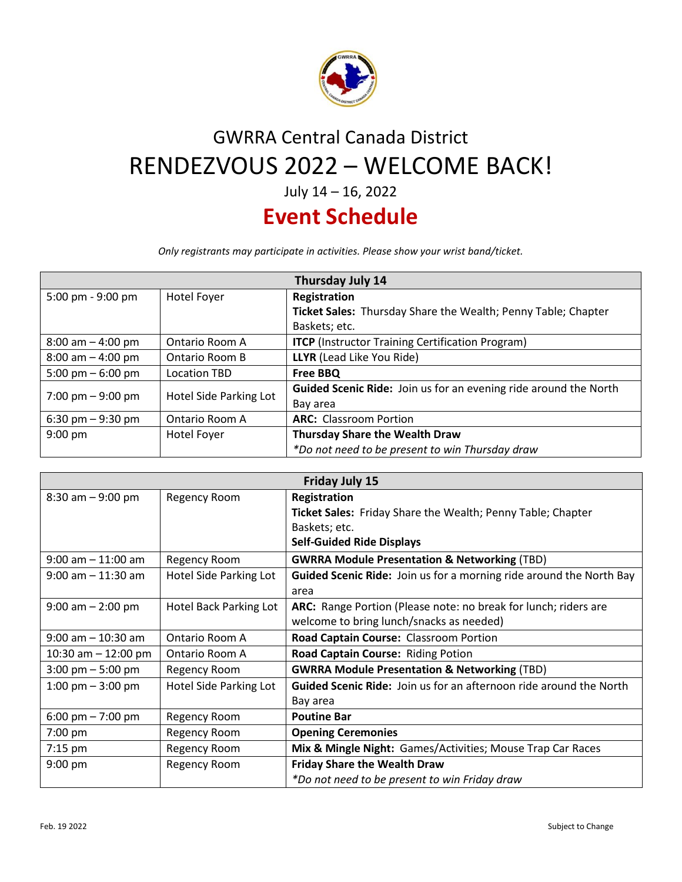# GWRRA Central Canada District

# RENDEZVOUS 2022 – WELCOME BACK!

July 14 – 16, 2022

## Event Schedule

*Only registrants may participate in activities. Please show your wrist band/ticket.*

| Thursday July 14 | | |
|---|---|---|
| 5:00 pm - 9:00 pm | Hotel Foyer | **Registration**<br>**Ticket Sales:** Thursday Share the Wealth; Penny Table; Chapter Baskets; etc. |
| 8:00 am – 4:00 pm | Ontario Room A | **ITCP** (Instructor Training Certification Program) |
| 8:00 am – 4:00 pm | Ontario Room B | **LLYR** (Lead Like You Ride) |
| 5:00 pm – 6:00 pm | Location TBD | **Free BBQ** |
| 7:00 pm – 9:00 pm | Hotel Side Parking Lot | **Guided Scenic Ride:** Join us for an evening ride around the North Bay area |
| 6:30 pm – 9:30 pm | Ontario Room A | **ARC:** Classroom Portion |
| 9:00 pm | Hotel Foyer | **Thursday Share the Wealth Draw**<br>*\*Do not need to be present to win Thursday draw* |

| Friday July 15 | | |
|---|---|---|
| 8:30 am – 9:00 pm | Regency Room | **Registration**<br>**Ticket Sales:** Friday Share the Wealth; Penny Table; Chapter Baskets; etc.<br>**Self-Guided Ride Displays** |
| 9:00 am – 11:00 am | Regency Room | **GWRRA Module Presentation & Networking** (TBD) |
| 9:00 am – 11:30 am | Hotel Side Parking Lot | **Guided Scenic Ride:** Join us for a morning ride around the North Bay area |
| 9:00 am – 2:00 pm | Hotel Back Parking Lot | **ARC:** Range Portion (Please note: no break for lunch; riders are welcome to bring lunch/snacks as needed) |
| 9:00 am – 10:30 am | Ontario Room A | **Road Captain Course:** Classroom Portion |
| 10:30 am – 12:00 pm | Ontario Room A | **Road Captain Course:** Riding Potion |
| 3:00 pm – 5:00 pm | Regency Room | **GWRRA Module Presentation & Networking** (TBD) |
| 1:00 pm – 3:00 pm | Hotel Side Parking Lot | **Guided Scenic Ride:** Join us for an afternoon ride around the North Bay area |
| 6:00 pm – 7:00 pm | Regency Room | **Poutine Bar** |
| 7:00 pm | Regency Room | **Opening Ceremonies** |
| 7:15 pm | Regency Room | **Mix & Mingle Night:** Games/Activities; Mouse Trap Car Races |
| 9:00 pm | Regency Room | **Friday Share the Wealth Draw**<br>*\*Do not need to be present to win Friday draw* |

Feb. 19 2022

Subject to Change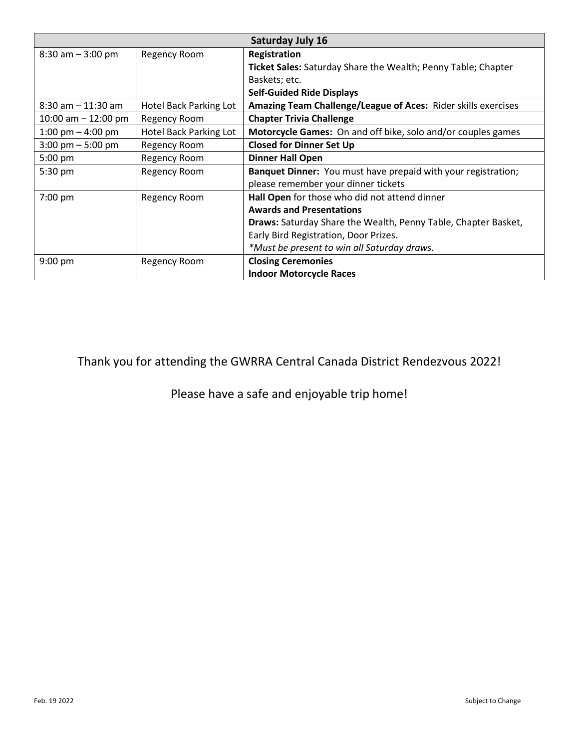| Saturday July 16 | | |
|---|---|---|
| 8:30 am – 3:00 pm | Regency Room | **Registration**<br>**Ticket Sales:** Saturday Share the Wealth; Penny Table; Chapter Baskets; etc.<br>**Self-Guided Ride Displays** |
| 8:30 am – 11:30 am | Hotel Back Parking Lot | **Amazing Team Challenge/League of Aces:** Rider skills exercises |
| 10:00 am – 12:00 pm | Regency Room | **Chapter Trivia Challenge** |
| 1:00 pm – 4:00 pm | Hotel Back Parking Lot | **Motorcycle Games:** On and off bike, solo and/or couples games |
| 3:00 pm – 5:00 pm | Regency Room | **Closed for Dinner Set Up** |
| 5:00 pm | Regency Room | **Dinner Hall Open** |
| 5:30 pm | Regency Room | **Banquet Dinner:** You must have prepaid with your registration; please remember your dinner tickets |
| 7:00 pm | Regency Room | **Hall Open** for those who did not attend dinner<br>**Awards and Presentations**<br>**Draws:** Saturday Share the Wealth, Penny Table, Chapter Basket, Early Bird Registration, Door Prizes.<br>*\*Must be present to win all Saturday draws.* |
| 9:00 pm | Regency Room | **Closing Ceremonies**<br>**Indoor Motorcycle Races** |

Thank you for attending the GWRRA Central Canada District Rendezvous 2022!

Please have a safe and enjoyable trip home!

Feb. 19 2022

Subject to Change